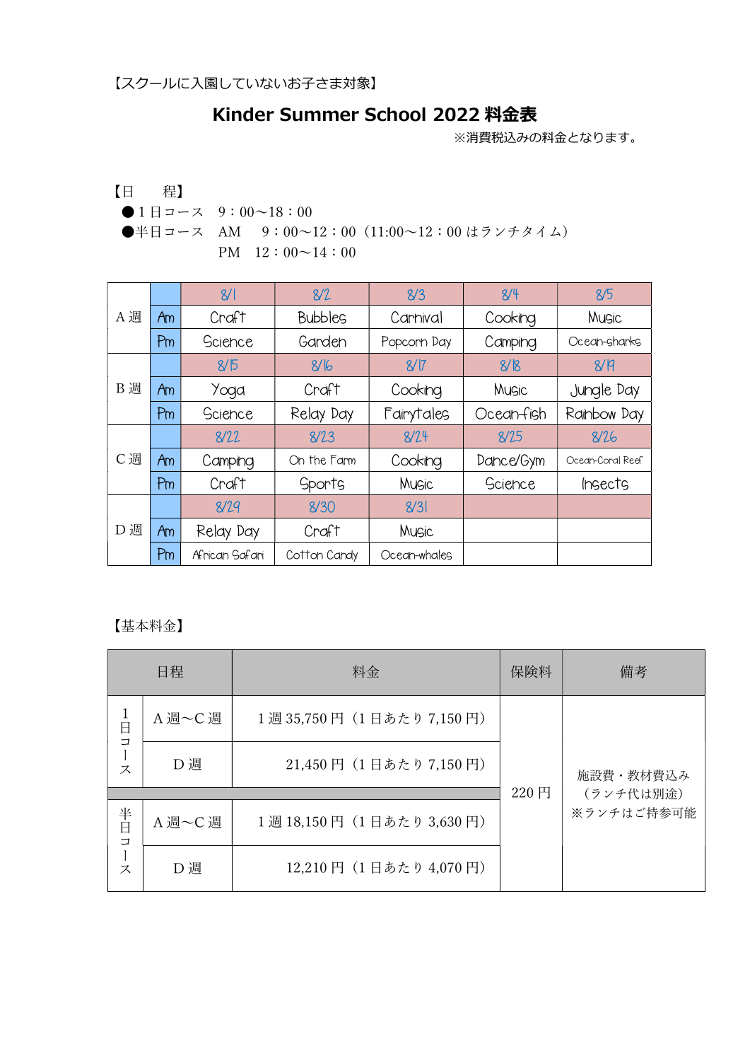【スクールに入園していないお子さま対象】

# Kinder Summer School 2022 料金表

※消費税込みの料金となります。

【日　　程】

●１日コース　9：00～18：00

●半日コース　AM　 9：00～12：00（11:00～12：00 はランチタイム）

　　　　　　　PM　12：00～14：00

| | | | | | | |
|---|---|---|---|---|---|---|
| A 週 | | 8/1 | 8/2 | 8/3 | 8/4 | 8/5 |
| | Am | Craft | Bubbles | Carnival | Cooking | Music |
| | Pm | Science | Garden | Popcorn Day | Camping | Ocean-sharks |
| B 週 | | 8/15 | 8/16 | 8/17 | 8/18 | 8/19 |
| | Am | Yoga | Craft | Cooking | Music | Jungle Day |
| | Pm | Science | Relay Day | Fairytales | Ocean-fish | Rainbow Day |
| C 週 | | 8/22 | 8/23 | 8/24 | 8/25 | 8/26 |
| | Am | Camping | On the Farm | Cooking | Dance/Gym | Ocean-Coral Reef |
| | Pm | Craft | Sports | Music | Science | Insects |
| D 週 | | 8/29 | 8/30 | 8/31 | | |
| | Am | Relay Day | Craft | Music | | |
| | Pm | African Safari | Cotton Candy | Ocean-whales | | |

【基本料金】

| 日程 | | 料金 | 保険料 | 備考 |
|---|---|---|---|---|
| 1日コース | A 週～C 週 | 1 週 35,750 円（1 日あたり 7,150 円） | 220 円 | 施設費・教材費込み（ランチ代は別途）※ランチはご持参可能 |
| | D 週 | 21,450 円（1 日あたり 7,150 円） | | |
| 半日コース | A 週～C 週 | 1 週 18,150 円（1 日あたり 3,630 円） | | |
| | D 週 | 12,210 円（1 日あたり 4,070 円） | | |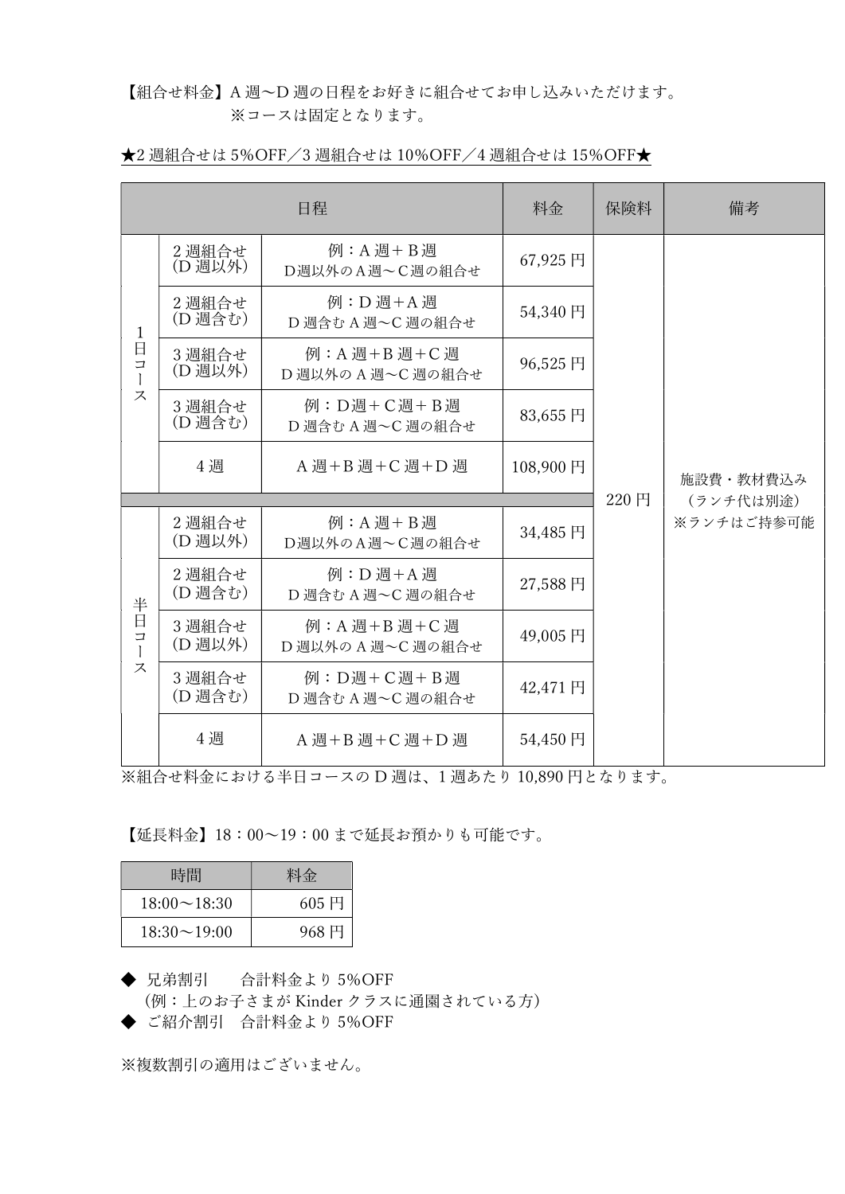【組合せ料金】A 週～D 週の日程をお好きに組合せてお申し込みいただけます。
※コースは固定となります。

★2 週組合せは 5%OFF／3 週組合せは 10%OFF／4 週組合せは 15%OFF★

| 日程 | | | 料金 | 保険料 | 備考 |
|---|---|---|---|---|---|
| 1日コース | 2 週組合せ (D 週以外) | 例：A 週＋B 週<br>D週以外のA週～C週の組合せ | 67,925 円 | 220 円 | 施設費・教材費込み<br>（ランチ代は別途）<br>※ランチはご持参可能 |
| | 2 週組合せ (D 週含む) | 例：D 週＋A 週<br>D 週含む A 週～C 週の組合せ | 54,340 円 | | |
| | 3 週組合せ (D 週以外) | 例：A 週＋B 週＋C 週<br>D 週以外の A 週～C 週の組合せ | 96,525 円 | | |
| | 3 週組合せ (D 週含む) | 例：D週＋C週＋B 週<br>D 週含む A 週～C 週の組合せ | 83,655 円 | | |
| | 4 週 | A 週＋B 週＋C 週＋D 週 | 108,900 円 | | |
| 半日コース | 2 週組合せ (D 週以外) | 例：A 週＋B 週<br>D週以外のA週～C週の組合せ | 34,485 円 | | |
| | 2 週組合せ (D 週含む) | 例：D 週＋A 週<br>D 週含む A 週～C 週の組合せ | 27,588 円 | | |
| | 3 週組合せ (D 週以外) | 例：A 週＋B 週＋C 週<br>D 週以外の A 週～C 週の組合せ | 49,005 円 | | |
| | 3 週組合せ (D 週含む) | 例：D週＋C週＋B 週<br>D 週含む A 週～C 週の組合せ | 42,471 円 | | |
| | 4 週 | A 週＋B 週＋C 週＋D 週 | 54,450 円 | | |

※組合せ料金における半日コースの D 週は、1 週あたり 10,890 円となります。

【延長料金】18：00～19：00 まで延長お預かりも可能です。

| 時間 | 料金 |
|---|---|
| 18:00～18:30 | 605 円 |
| 18:30～19:00 | 968 円 |

◆ 兄弟割引　合計料金より 5%OFF
（例：上のお子さまが Kinder クラスに通園されている方）

◆ ご紹介割引　合計料金より 5%OFF

※複数割引の適用はございません。